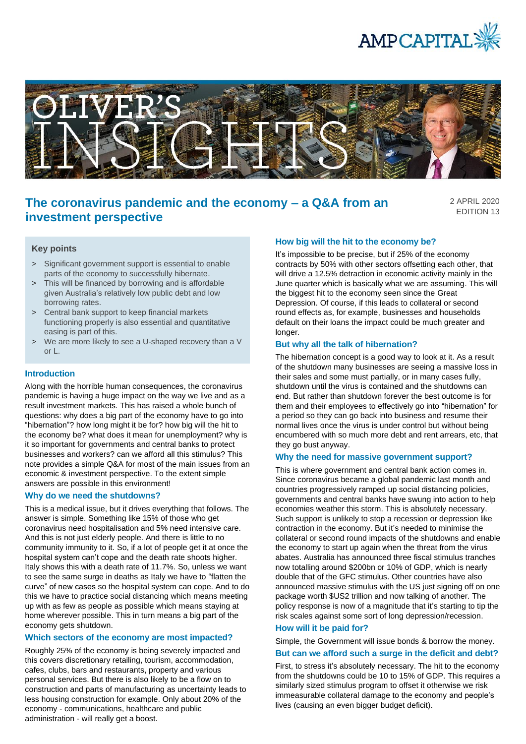AMP CAPITAL

# OLIVER'S INSIGHTS

## The coronavirus pandemic and the economy – a Q&A from an investment perspective

2 APRIL 2020
EDITION 13

### Key points

- Significant government support is essential to enable parts of the economy to successfully hibernate.
- This will be financed by borrowing and is affordable given Australia's relatively low public debt and low borrowing rates.
- Central bank support to keep financial markets functioning properly is also essential and quantitative easing is part of this.
- We are more likely to see a U-shaped recovery than a V or L.

### Introduction

Along with the horrible human consequences, the coronavirus pandemic is having a huge impact on the way we live and as a result investment markets. This has raised a whole bunch of questions: why does a big part of the economy have to go into "hibernation"? how long might it be for? how big will the hit to the economy be? what does it mean for unemployment? why is it so important for governments and central banks to protect businesses and workers? can we afford all this stimulus? This note provides a simple Q&A for most of the main issues from an economic & investment perspective. To the extent simple answers are possible in this environment!

### Why do we need the shutdowns?

This is a medical issue, but it drives everything that follows. The answer is simple. Something like 15% of those who get coronavirus need hospitalisation and 5% need intensive care. And this is not just elderly people. And there is little to no community immunity to it. So, if a lot of people get it at once the hospital system can't cope and the death rate shoots higher. Italy shows this with a death rate of 11.7%. So, unless we want to see the same surge in deaths as Italy we have to "flatten the curve" of new cases so the hospital system can cope. And to do this we have to practice social distancing which means meeting up with as few as people as possible which means staying at home wherever possible. This in turn means a big part of the economy gets shutdown.

### Which sectors of the economy are most impacted?

Roughly 25% of the economy is being severely impacted and this covers discretionary retailing, tourism, accommodation, cafes, clubs, bars and restaurants, property and various personal services. But there is also likely to be a flow on to construction and parts of manufacturing as uncertainty leads to less housing construction for example. Only about 20% of the economy - communications, healthcare and public administration - will really get a boost.

### How big will the hit to the economy be?

It's impossible to be precise, but if 25% of the economy contracts by 50% with other sectors offsetting each other, that will drive a 12.5% detraction in economic activity mainly in the June quarter which is basically what we are assuming. This will the biggest hit to the economy seen since the Great Depression. Of course, if this leads to collateral or second round effects as, for example, businesses and households default on their loans the impact could be much greater and longer.

### But why all the talk of hibernation?

The hibernation concept is a good way to look at it. As a result of the shutdown many businesses are seeing a massive loss in their sales and some must partially, or in many cases fully, shutdown until the virus is contained and the shutdowns can end. But rather than shutdown forever the best outcome is for them and their employees to effectively go into "hibernation" for a period so they can go back into business and resume their normal lives once the virus is under control but without being encumbered with so much more debt and rent arrears, etc, that they go bust anyway.

### Why the need for massive government support?

This is where government and central bank action comes in. Since coronavirus became a global pandemic last month and countries progressively ramped up social distancing policies, governments and central banks have swung into action to help economies weather this storm. This is absolutely necessary. Such support is unlikely to stop a recession or depression like contraction in the economy. But it's needed to minimise the collateral or second round impacts of the shutdowns and enable the economy to start up again when the threat from the virus abates. Australia has announced three fiscal stimulus tranches now totalling around $200bn or 10% of GDP, which is nearly double that of the GFC stimulus. Other countries have also announced massive stimulus with the US just signing off on one package worth $US2 trillion and now talking of another. The policy response is now of a magnitude that it's starting to tip the risk scales against some sort of long depression/recession.

### How will it be paid for?

Simple, the Government will issue bonds & borrow the money.

### But can we afford such a surge in the deficit and debt?

First, to stress it's absolutely necessary. The hit to the economy from the shutdowns could be 10 to 15% of GDP. This requires a similarly sized stimulus program to offset it otherwise we risk immeasurable collateral damage to the economy and people's lives (causing an even bigger budget deficit).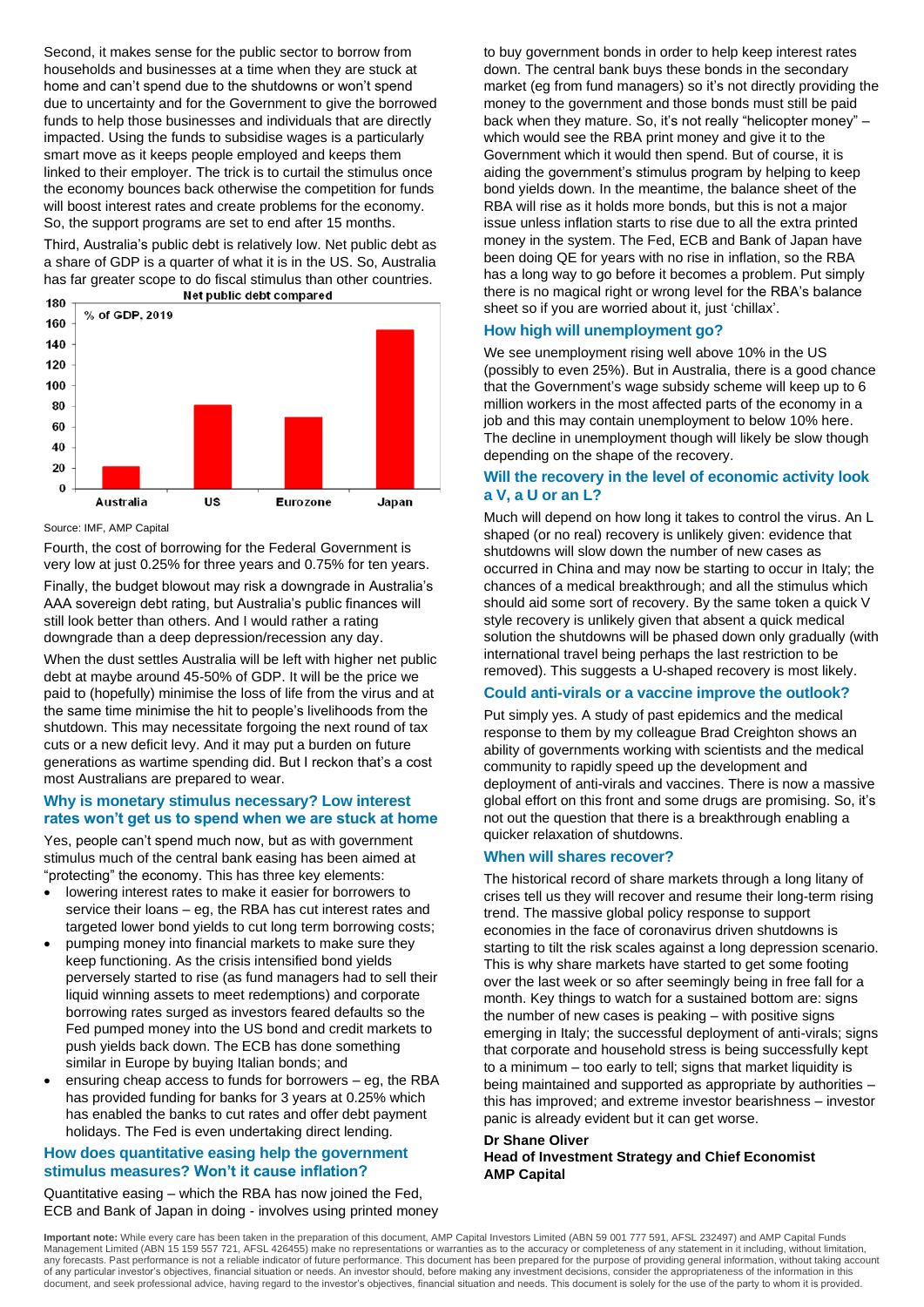Second, it makes sense for the public sector to borrow from households and businesses at a time when they are stuck at home and can't spend due to the shutdowns or won't spend due to uncertainty and for the Government to give the borrowed funds to help those businesses and individuals that are directly impacted. Using the funds to subsidise wages is a particularly smart move as it keeps people employed and keeps them linked to their employer. The trick is to curtail the stimulus once the economy bounces back otherwise the competition for funds will boost interest rates and create problems for the economy. So, the support programs are set to end after 15 months.

Third, Australia's public debt is relatively low. Net public debt as a share of GDP is a quarter of what it is in the US. So, Australia has far greater scope to do fiscal stimulus than other countries.

Net public debt compared

% of GDP, 2019

180
160
140
120
100
80
60
40
20
0

Australia
US
Eurozone
Japan

Source: IMF, AMP Capital

Fourth, the cost of borrowing for the Federal Government is very low at just 0.25% for three years and 0.75% for ten years.

Finally, the budget blowout may risk a downgrade in Australia's AAA sovereign debt rating, but Australia's public finances will still look better than others. And I would rather a rating downgrade than a deep depression/recession any day.

When the dust settles Australia will be left with higher net public debt at maybe around 45-50% of GDP. It will be the price we paid to (hopefully) minimise the loss of life from the virus and at the same time minimise the hit to people's livelihoods from the shutdown. This may necessitate forgoing the next round of tax cuts or a new deficit levy. And it may put a burden on future generations as wartime spending did. But I reckon that's a cost most Australians are prepared to wear.

### Why is monetary stimulus necessary? Low interest rates won't get us to spend when we are stuck at home

Yes, people can't spend much now, but as with government stimulus much of the central bank easing has been aimed at "protecting" the economy. This has three key elements:

- lowering interest rates to make it easier for borrowers to service their loans – eg, the RBA has cut interest rates and targeted lower bond yields to cut long term borrowing costs;
- pumping money into financial markets to make sure they keep functioning. As the crisis intensified bond yields perversely started to rise (as fund managers had to sell their liquid winning assets to meet redemptions) and corporate borrowing rates surged as investors feared defaults so the Fed pumped money into the US bond and credit markets to push yields back down. The ECB has done something similar in Europe by buying Italian bonds; and
- ensuring cheap access to funds for borrowers – eg, the RBA has provided funding for banks for 3 years at 0.25% which has enabled the banks to cut rates and offer debt payment holidays. The Fed is even undertaking direct lending.

### How does quantitative easing help the government stimulus measures? Won't it cause inflation?

Quantitative easing – which the RBA has now joined the Fed, ECB and Bank of Japan in doing - involves using printed money to buy government bonds in order to help keep interest rates down. The central bank buys these bonds in the secondary market (eg from fund managers) so it's not directly providing the money to the government and those bonds must still be paid back when they mature. So, it's not really "helicopter money" – which would see the RBA print money and give it to the Government which it would then spend. But of course, it is aiding the government's stimulus program by helping to keep bond yields down. In the meantime, the balance sheet of the RBA will rise as it holds more bonds, but this is not a major issue unless inflation starts to rise due to all the extra printed money in the system. The Fed, ECB and Bank of Japan have been doing QE for years with no rise in inflation, so the RBA has a long way to go before it becomes a problem. Put simply there is no magical right or wrong level for the RBA's balance sheet so if you are worried about it, just 'chillax'.

### How high will unemployment go?

We see unemployment rising well above 10% in the US (possibly to even 25%). But in Australia, there is a good chance that the Government's wage subsidy scheme will keep up to 6 million workers in the most affected parts of the economy in a job and this may contain unemployment to below 10% here. The decline in unemployment though will likely be slow though depending on the shape of the recovery.

### Will the recovery in the level of economic activity look a V, a U or an L?

Much will depend on how long it takes to control the virus. An L shaped (or no real) recovery is unlikely given: evidence that shutdowns will slow down the number of new cases as occurred in China and may now be starting to occur in Italy; the chances of a medical breakthrough; and all the stimulus which should aid some sort of recovery. By the same token a quick V style recovery is unlikely given that absent a quick medical solution the shutdowns will be phased down only gradually (with international travel being perhaps the last restriction to be removed). This suggests a U-shaped recovery is most likely.

### Could anti-virals or a vaccine improve the outlook?

Put simply yes. A study of past epidemics and the medical response to them by my colleague Brad Creighton shows an ability of governments working with scientists and the medical community to rapidly speed up the development and deployment of anti-virals and vaccines. There is now a massive global effort on this front and some drugs are promising. So, it's not out the question that there is a breakthrough enabling a quicker relaxation of shutdowns.

### When will shares recover?

The historical record of share markets through a long litany of crises tell us they will recover and resume their long-term rising trend. The massive global policy response to support economies in the face of coronavirus driven shutdowns is starting to tilt the risk scales against a long depression scenario. This is why share markets have started to get some footing over the last week or so after seemingly being in free fall for a month. Key things to watch for a sustained bottom are: signs the number of new cases is peaking – with positive signs emerging in Italy; the successful deployment of anti-virals; signs that corporate and household stress is being successfully kept to a minimum – too early to tell; signs that market liquidity is being maintained and supported as appropriate by authorities – this has improved; and extreme investor bearishness – investor panic is already evident but it can get worse.

**Dr Shane Oliver**
**Head of Investment Strategy and Chief Economist**
**AMP Capital**

**Important note:** While every care has been taken in the preparation of this document, AMP Capital Investors Limited (ABN 59 001 777 591, AFSL 232497) and AMP Capital Funds Management Limited (ABN 15 159 557 721, AFSL 426455) make no representations or warranties as to the accuracy or completeness of any statement in it including, without limitation, any forecasts. Past performance is not a reliable indicator of future performance. This document has been prepared for the purpose of providing general information, without taking account of any particular investor's objectives, financial situation or needs. An investor should, before making any investment decisions, consider the appropriateness of the information in this document, and seek professional advice, having regard to the investor's objectives, financial situation and needs. This document is solely for the use of the party to whom it is provided.